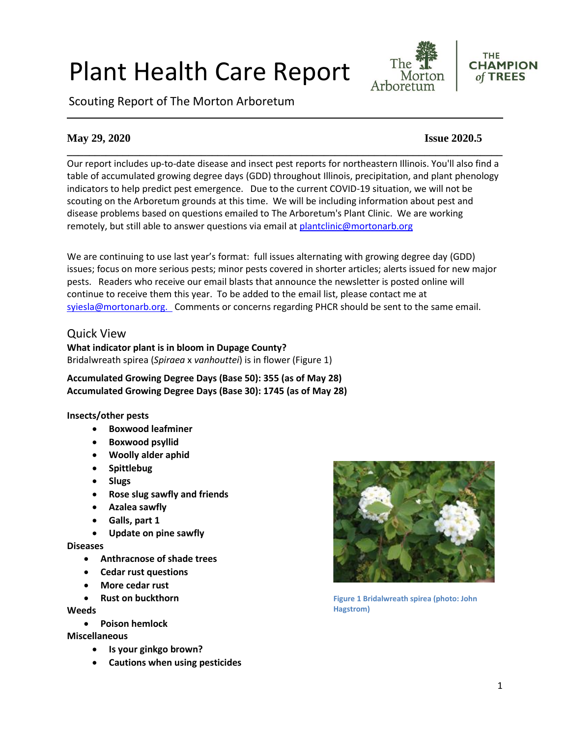# Plant Health Care Report

Scouting Report of The Morton Arboretum

**May 29, 2020** **Issue 2020.5**

Our report includes up-to-date disease and insect pest reports for northeastern Illinois. You'll also find a table of accumulated growing degree days (GDD) throughout Illinois, precipitation, and plant phenology indicators to help predict pest emergence. Due to the current COVID-19 situation, we will not be scouting on the Arboretum grounds at this time. We will be including information about pest and disease problems based on questions emailed to The Arboretum's Plant Clinic. We are working remotely, but still able to answer questions via email at plantclinic@mortonarb.org

We are continuing to use last year's format: full issues alternating with growing degree day (GDD) issues; focus on more serious pests; minor pests covered in shorter articles; alerts issued for new major pests. Readers who receive our email blasts that announce the newsletter is posted online will continue to receive them this year. To be added to the email list, please contact me at syiesla@mortonarb.org. Comments or concerns regarding PHCR should be sent to the same email.

## Quick View

**What indicator plant is in bloom in Dupage County?**
Bridalwreath spirea (*Spiraea* x *vanhouttei*) is in flower (Figure 1)

**Accumulated Growing Degree Days (Base 50): 355 (as of May 28)**
**Accumulated Growing Degree Days (Base 30): 1745 (as of May 28)**

**Insects/other pests**

- **Boxwood leafminer**
- **Boxwood psyllid**
- **Woolly alder aphid**
- **Spittlebug**
- **Slugs**
- **Rose slug sawfly and friends**
- **Azalea sawfly**
- **Galls, part 1**
- **Update on pine sawfly**

**Diseases**

- **Anthracnose of shade trees**
- **Cedar rust questions**
- **More cedar rust**
- **Rust on buckthorn**

**Weeds**

- **Poison hemlock**

**Miscellaneous**

- **Is your ginkgo brown?**
- **Cautions when using pesticides**

Figure 1 Bridalwreath spirea (photo: John Hagstrom)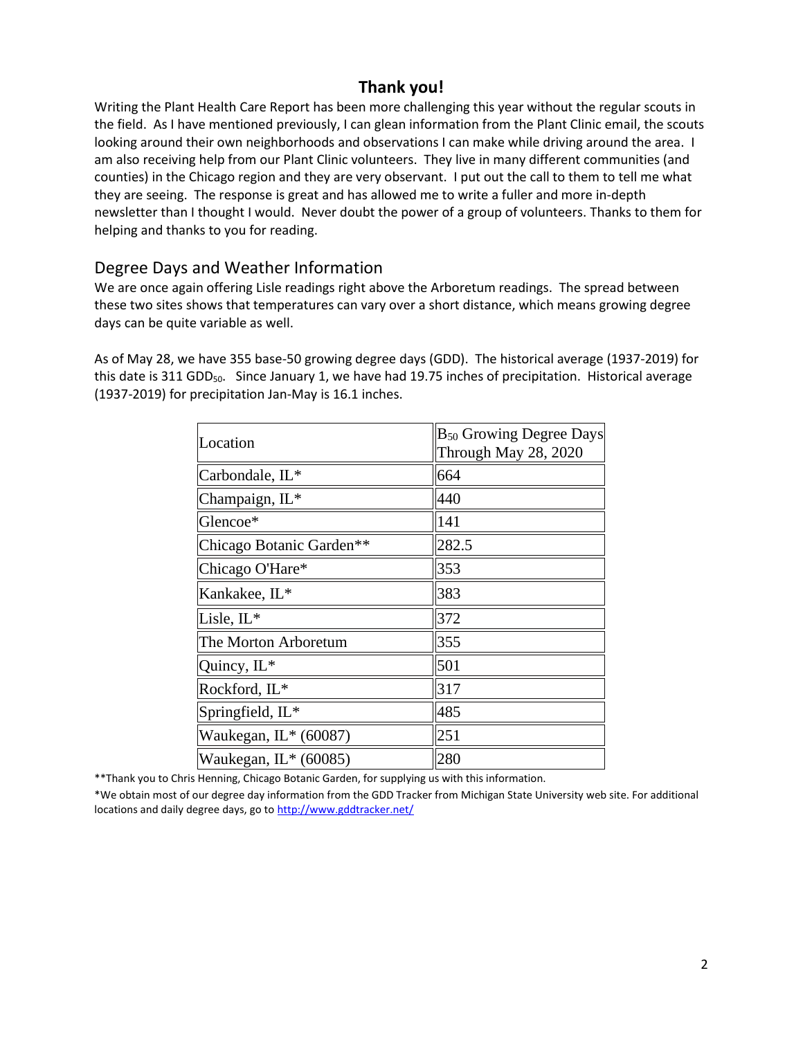## Thank you!

Writing the Plant Health Care Report has been more challenging this year without the regular scouts in the field. As I have mentioned previously, I can glean information from the Plant Clinic email, the scouts looking around their own neighborhoods and observations I can make while driving around the area. I am also receiving help from our Plant Clinic volunteers. They live in many different communities (and counties) in the Chicago region and they are very observant. I put out the call to them to tell me what they are seeing. The response is great and has allowed me to write a fuller and more in-depth newsletter than I thought I would. Never doubt the power of a group of volunteers. Thanks to them for helping and thanks to you for reading.

## Degree Days and Weather Information

We are once again offering Lisle readings right above the Arboretum readings. The spread between these two sites shows that temperatures can vary over a short distance, which means growing degree days can be quite variable as well.

As of May 28, we have 355 base-50 growing degree days (GDD). The historical average (1937-2019) for this date is 311 $GDD_{50}$. Since January 1, we have had 19.75 inches of precipitation. Historical average (1937-2019) for precipitation Jan-May is 16.1 inches.

| Location | $B_{50}$ Growing Degree Days Through May 28, 2020 |
|---|---|
| Carbondale, IL* | 664 |
| Champaign, IL* | 440 |
| Glencoe* | 141 |
| Chicago Botanic Garden** | 282.5 |
| Chicago O'Hare* | 353 |
| Kankakee, IL* | 383 |
| Lisle, IL* | 372 |
| The Morton Arboretum | 355 |
| Quincy, IL* | 501 |
| Rockford, IL* | 317 |
| Springfield, IL* | 485 |
| Waukegan, IL* (60087) | 251 |
| Waukegan, IL* (60085) | 280 |

**Thank you to Chris Henning, Chicago Botanic Garden, for supplying us with this information.

*We obtain most of our degree day information from the GDD Tracker from Michigan State University web site. For additional locations and daily degree days, go to http://www.gddtracker.net/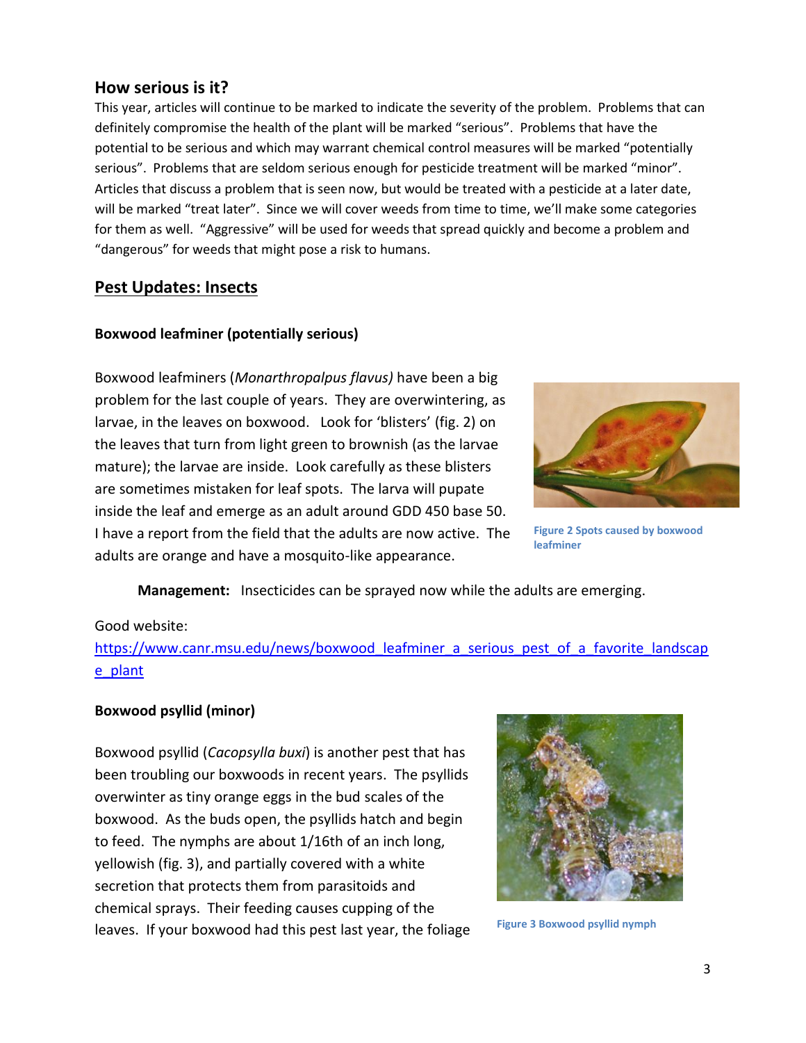## How serious is it?

This year, articles will continue to be marked to indicate the severity of the problem. Problems that can definitely compromise the health of the plant will be marked "serious". Problems that have the potential to be serious and which may warrant chemical control measures will be marked "potentially serious". Problems that are seldom serious enough for pesticide treatment will be marked "minor". Articles that discuss a problem that is seen now, but would be treated with a pesticide at a later date, will be marked "treat later". Since we will cover weeds from time to time, we'll make some categories for them as well. "Aggressive" will be used for weeds that spread quickly and become a problem and "dangerous" for weeds that might pose a risk to humans.

## Pest Updates: Insects

### Boxwood leafminer (potentially serious)

Boxwood leafminers (*Monarthropalpus flavus)* have been a big problem for the last couple of years. They are overwintering, as larvae, in the leaves on boxwood. Look for 'blisters' (fig. 2) on the leaves that turn from light green to brownish (as the larvae mature); the larvae are inside. Look carefully as these blisters are sometimes mistaken for leaf spots. The larva will pupate inside the leaf and emerge as an adult around GDD 450 base 50. I have a report from the field that the adults are now active. The adults are orange and have a mosquito-like appearance.

Figure 2 Spots caused by boxwood leafminer

**Management:** Insecticides can be sprayed now while the adults are emerging.

Good website:
https://www.canr.msu.edu/news/boxwood_leafminer_a_serious_pest_of_a_favorite_landscape_plant

### Boxwood psyllid (minor)

Boxwood psyllid (*Cacopsylla buxi*) is another pest that has been troubling our boxwoods in recent years. The psyllids overwinter as tiny orange eggs in the bud scales of the boxwood. As the buds open, the psyllids hatch and begin to feed. The nymphs are about 1/16th of an inch long, yellowish (fig. 3), and partially covered with a white secretion that protects them from parasitoids and chemical sprays. Their feeding causes cupping of the leaves. If your boxwood had this pest last year, the foliage

Figure 3 Boxwood psyllid nymph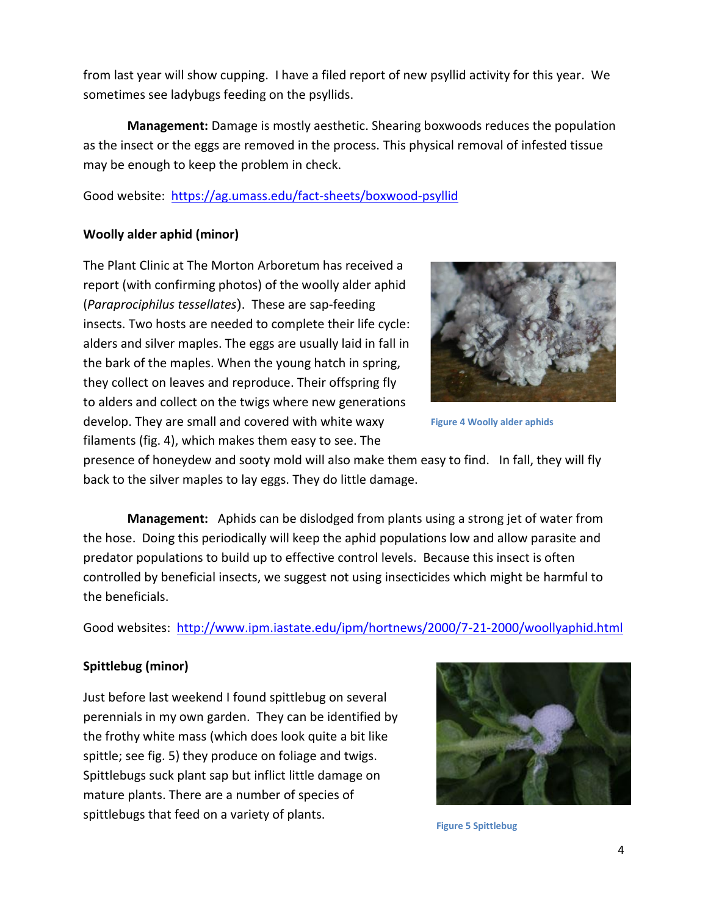from last year will show cupping. I have a filed report of new psyllid activity for this year. We sometimes see ladybugs feeding on the psyllids.

**Management:** Damage is mostly aesthetic. Shearing boxwoods reduces the population as the insect or the eggs are removed in the process. This physical removal of infested tissue may be enough to keep the problem in check.

Good website: [https://ag.umass.edu/fact-sheets/boxwood-psyllid](https://ag.umass.edu/fact-sheets/boxwood-psyllid)

**Woolly alder aphid (minor)**

The Plant Clinic at The Morton Arboretum has received a report (with confirming photos) of the woolly alder aphid (*Paraprociphilus tessellates*). These are sap-feeding insects. Two hosts are needed to complete their life cycle: alders and silver maples. The eggs are usually laid in fall in the bark of the maples. When the young hatch in spring, they collect on leaves and reproduce. Their offspring fly to alders and collect on the twigs where new generations develop. They are small and covered with white waxy filaments (fig. 4), which makes them easy to see. The presence of honeydew and sooty mold will also make them easy to find. In fall, they will fly back to the silver maples to lay eggs. They do little damage.

Figure 4 Woolly alder aphids

**Management:** Aphids can be dislodged from plants using a strong jet of water from the hose. Doing this periodically will keep the aphid populations low and allow parasite and predator populations to build up to effective control levels. Because this insect is often controlled by beneficial insects, we suggest not using insecticides which might be harmful to the beneficials.

Good websites: [http://www.ipm.iastate.edu/ipm/hortnews/2000/7-21-2000/woollyaphid.html](http://www.ipm.iastate.edu/ipm/hortnews/2000/7-21-2000/woollyaphid.html)

**Spittlebug (minor)**

Just before last weekend I found spittlebug on several perennials in my own garden. They can be identified by the frothy white mass (which does look quite a bit like spittle; see fig. 5) they produce on foliage and twigs. Spittlebugs suck plant sap but inflict little damage on mature plants. There are a number of species of spittlebugs that feed on a variety of plants.

Figure 5 Spittlebug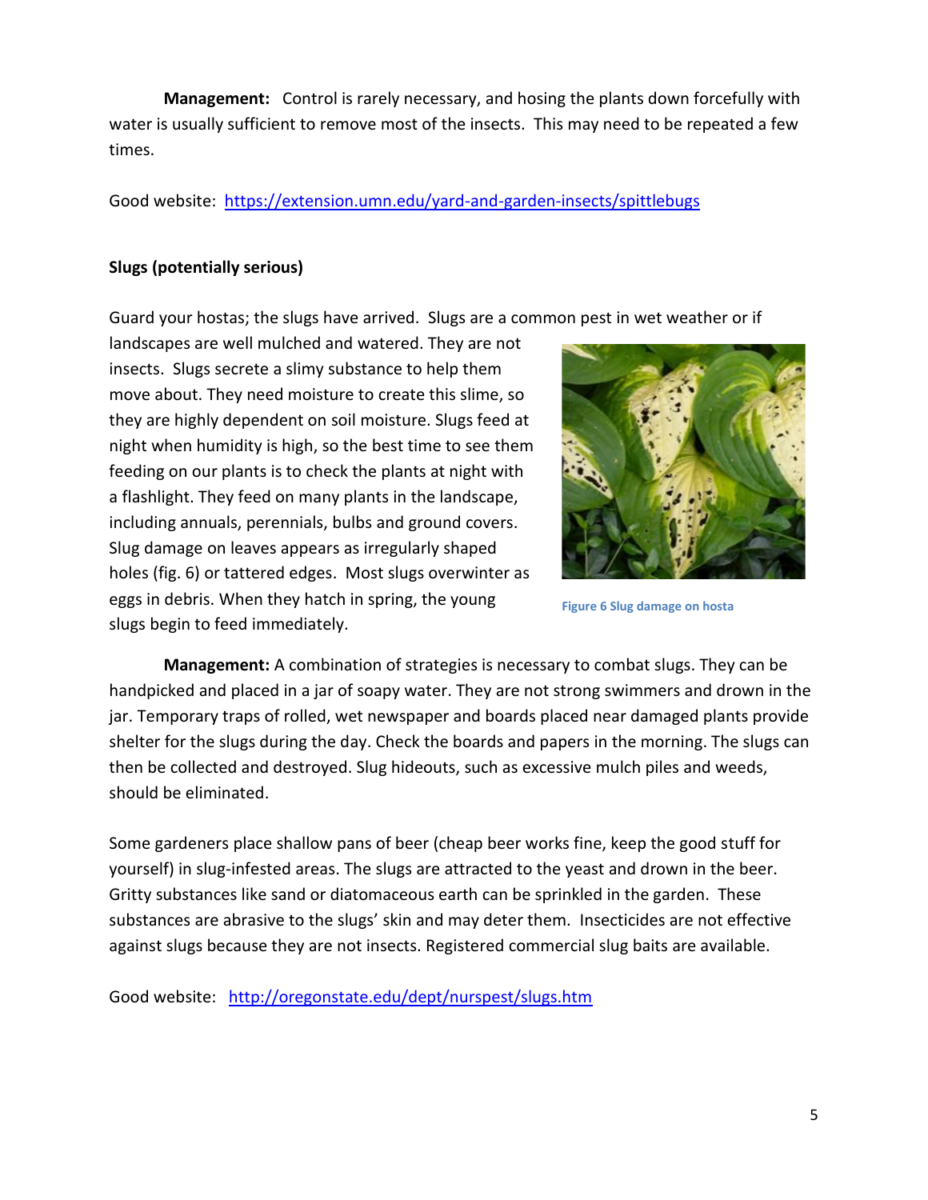**Management:** Control is rarely necessary, and hosing the plants down forcefully with water is usually sufficient to remove most of the insects. This may need to be repeated a few times.

Good website: https://extension.umn.edu/yard-and-garden-insects/spittlebugs

**Slugs (potentially serious)**

Guard your hostas; the slugs have arrived. Slugs are a common pest in wet weather or if landscapes are well mulched and watered. They are not insects. Slugs secrete a slimy substance to help them move about. They need moisture to create this slime, so they are highly dependent on soil moisture. Slugs feed at night when humidity is high, so the best time to see them feeding on our plants is to check the plants at night with a flashlight. They feed on many plants in the landscape, including annuals, perennials, bulbs and ground covers. Slug damage on leaves appears as irregularly shaped holes (fig. 6) or tattered edges. Most slugs overwinter as eggs in debris. When they hatch in spring, the young slugs begin to feed immediately.

Figure 6 Slug damage on hosta

**Management:** A combination of strategies is necessary to combat slugs. They can be handpicked and placed in a jar of soapy water. They are not strong swimmers and drown in the jar. Temporary traps of rolled, wet newspaper and boards placed near damaged plants provide shelter for the slugs during the day. Check the boards and papers in the morning. The slugs can then be collected and destroyed. Slug hideouts, such as excessive mulch piles and weeds, should be eliminated.

Some gardeners place shallow pans of beer (cheap beer works fine, keep the good stuff for yourself) in slug-infested areas. The slugs are attracted to the yeast and drown in the beer. Gritty substances like sand or diatomaceous earth can be sprinkled in the garden. These substances are abrasive to the slugs' skin and may deter them. Insecticides are not effective against slugs because they are not insects. Registered commercial slug baits are available.

Good website: http://oregonstate.edu/dept/nurspest/slugs.htm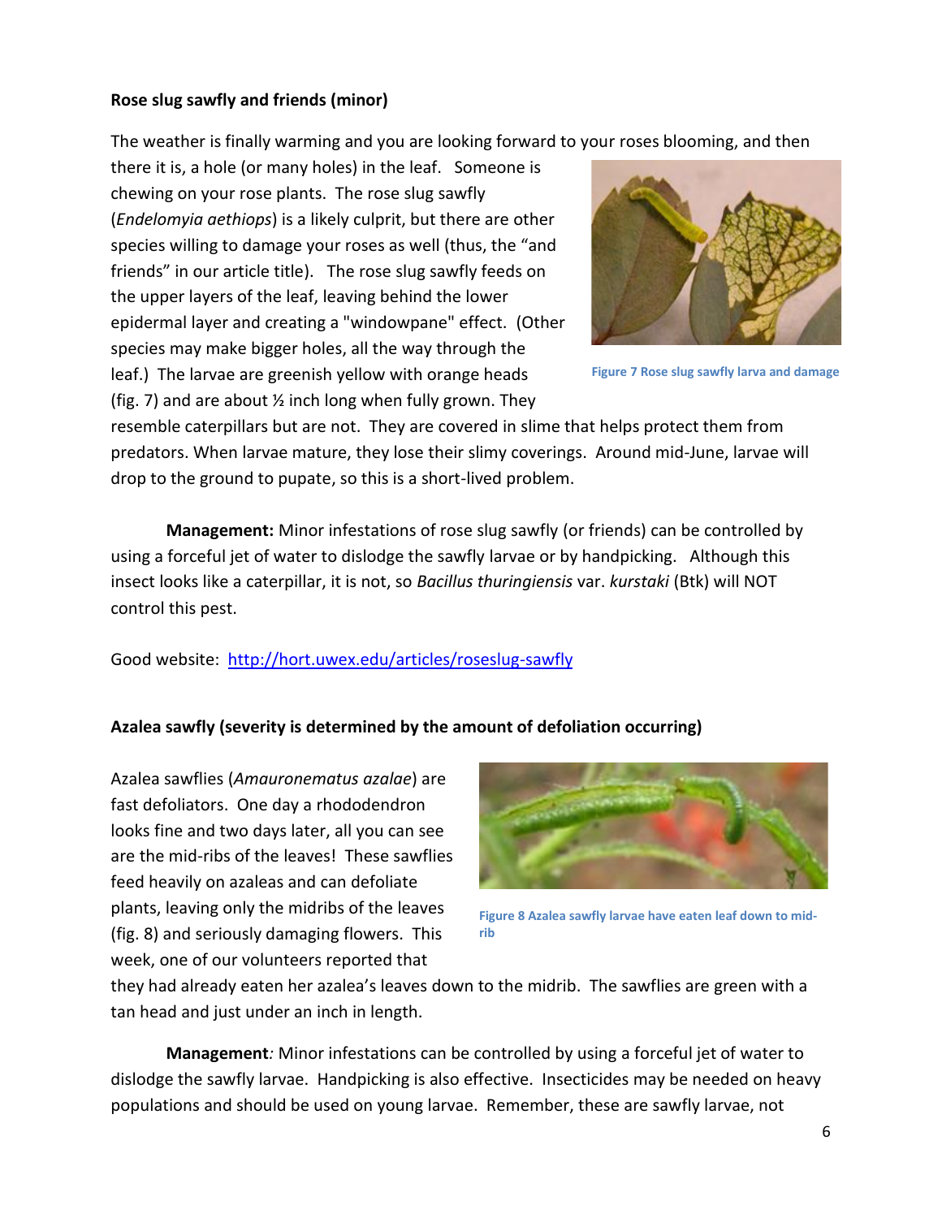**Rose slug sawfly and friends (minor)**

The weather is finally warming and you are looking forward to your roses blooming, and then there it is, a hole (or many holes) in the leaf. Someone is chewing on your rose plants. The rose slug sawfly (*Endelomyia aethiops*) is a likely culprit, but there are other species willing to damage your roses as well (thus, the "and friends" in our article title). The rose slug sawfly feeds on the upper layers of the leaf, leaving behind the lower epidermal layer and creating a "windowpane" effect. (Other species may make bigger holes, all the way through the leaf.) The larvae are greenish yellow with orange heads (fig. 7) and are about ½ inch long when fully grown. They resemble caterpillars but are not. They are covered in slime that helps protect them from predators. When larvae mature, they lose their slimy coverings. Around mid-June, larvae will drop to the ground to pupate, so this is a short-lived problem.

Figure 7 Rose slug sawfly larva and damage

**Management:** Minor infestations of rose slug sawfly (or friends) can be controlled by using a forceful jet of water to dislodge the sawfly larvae or by handpicking. Although this insect looks like a caterpillar, it is not, so *Bacillus thuringiensis* var. *kurstaki* (Btk) will NOT control this pest.

Good website: [http://hort.uwex.edu/articles/roseslug-sawfly](http://hort.uwex.edu/articles/roseslug-sawfly)

**Azalea sawfly (severity is determined by the amount of defoliation occurring)**

Azalea sawflies (*Amauronematus azalae*) are fast defoliators. One day a rhododendron looks fine and two days later, all you can see are the mid-ribs of the leaves! These sawflies feed heavily on azaleas and can defoliate plants, leaving only the midribs of the leaves (fig. 8) and seriously damaging flowers. This week, one of our volunteers reported that they had already eaten her azalea's leaves down to the midrib. The sawflies are green with a tan head and just under an inch in length.

Figure 8 Azalea sawfly larvae have eaten leaf down to mid-rib

**Management***:* Minor infestations can be controlled by using a forceful jet of water to dislodge the sawfly larvae. Handpicking is also effective. Insecticides may be needed on heavy populations and should be used on young larvae. Remember, these are sawfly larvae, not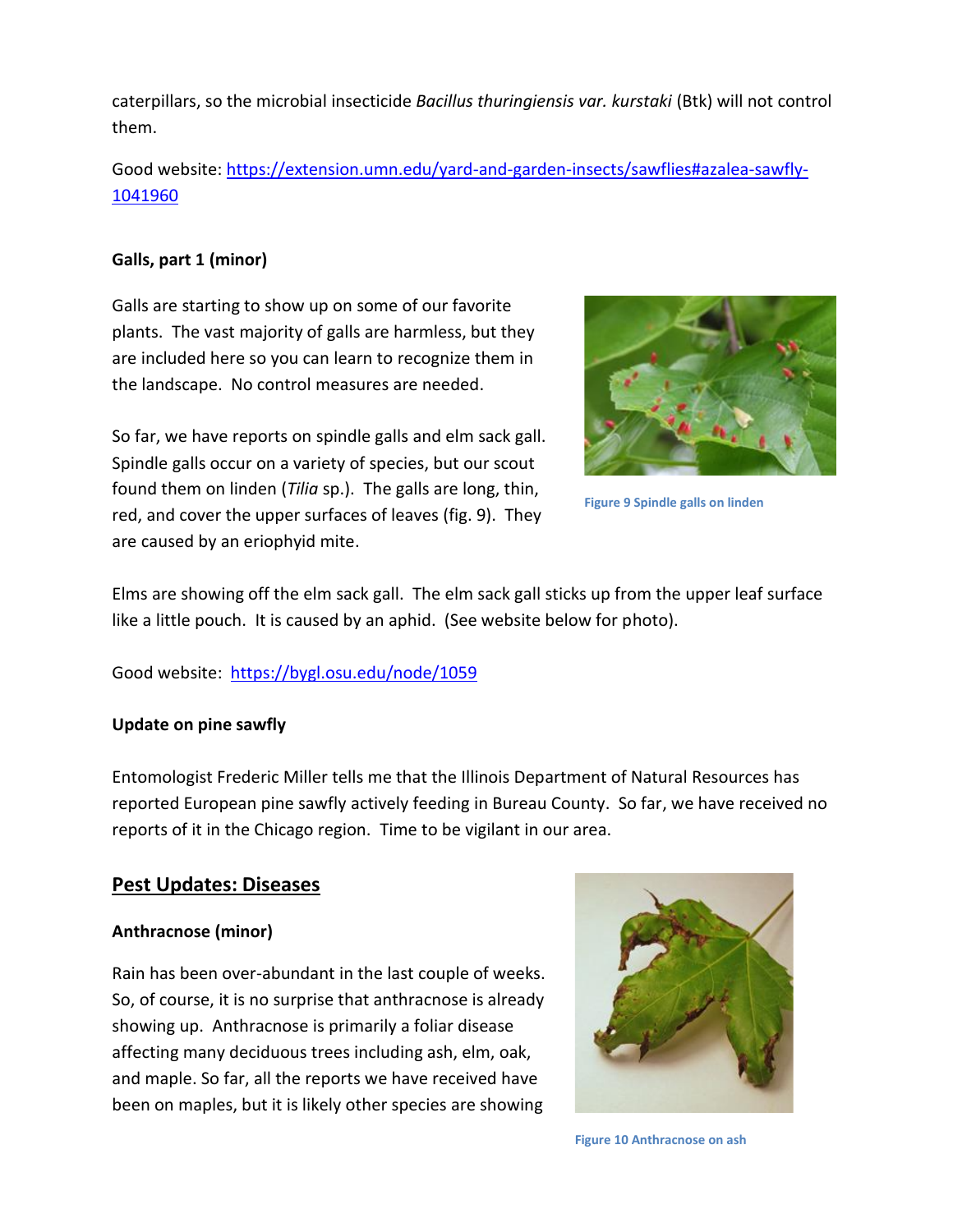caterpillars, so the microbial insecticide *Bacillus thuringiensis var. kurstaki* (Btk) will not control them.

Good website: [https://extension.umn.edu/yard-and-garden-insects/sawflies#azalea-sawfly-1041960](https://extension.umn.edu/yard-and-garden-insects/sawflies#azalea-sawfly-1041960)

**Galls, part 1 (minor)**

Galls are starting to show up on some of our favorite plants. The vast majority of galls are harmless, but they are included here so you can learn to recognize them in the landscape. No control measures are needed.

So far, we have reports on spindle galls and elm sack gall. Spindle galls occur on a variety of species, but our scout found them on linden (*Tilia* sp.). The galls are long, thin, red, and cover the upper surfaces of leaves (fig. 9). They are caused by an eriophyid mite.

Figure 9 Spindle galls on linden

Elms are showing off the elm sack gall. The elm sack gall sticks up from the upper leaf surface like a little pouch. It is caused by an aphid. (See website below for photo).

Good website: [https://bygl.osu.edu/node/1059](https://bygl.osu.edu/node/1059)

**Update on pine sawfly**

Entomologist Frederic Miller tells me that the Illinois Department of Natural Resources has reported European pine sawfly actively feeding in Bureau County. So far, we have received no reports of it in the Chicago region. Time to be vigilant in our area.

## Pest Updates: Diseases

**Anthracnose (minor)**

Rain has been over-abundant in the last couple of weeks. So, of course, it is no surprise that anthracnose is already showing up. Anthracnose is primarily a foliar disease affecting many deciduous trees including ash, elm, oak, and maple. So far, all the reports we have received have been on maples, but it is likely other species are showing

Figure 10 Anthracnose on ash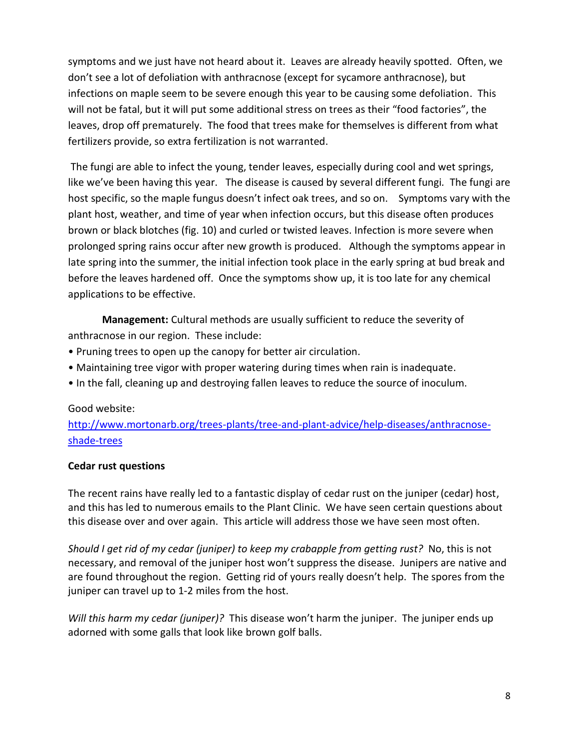symptoms and we just have not heard about it. Leaves are already heavily spotted. Often, we don't see a lot of defoliation with anthracnose (except for sycamore anthracnose), but infections on maple seem to be severe enough this year to be causing some defoliation. This will not be fatal, but it will put some additional stress on trees as their "food factories", the leaves, drop off prematurely. The food that trees make for themselves is different from what fertilizers provide, so extra fertilization is not warranted.

The fungi are able to infect the young, tender leaves, especially during cool and wet springs, like we've been having this year. The disease is caused by several different fungi. The fungi are host specific, so the maple fungus doesn't infect oak trees, and so on. Symptoms vary with the plant host, weather, and time of year when infection occurs, but this disease often produces brown or black blotches (fig. 10) and curled or twisted leaves. Infection is more severe when prolonged spring rains occur after new growth is produced. Although the symptoms appear in late spring into the summer, the initial infection took place in the early spring at bud break and before the leaves hardened off. Once the symptoms show up, it is too late for any chemical applications to be effective.

**Management:** Cultural methods are usually sufficient to reduce the severity of anthracnose in our region. These include:

- Pruning trees to open up the canopy for better air circulation.
- Maintaining tree vigor with proper watering during times when rain is inadequate.
- In the fall, cleaning up and destroying fallen leaves to reduce the source of inoculum.

Good website:
[http://www.mortonarb.org/trees-plants/tree-and-plant-advice/help-diseases/anthracnose-shade-trees](http://www.mortonarb.org/trees-plants/tree-and-plant-advice/help-diseases/anthracnose-shade-trees)

**Cedar rust questions**

The recent rains have really led to a fantastic display of cedar rust on the juniper (cedar) host, and this has led to numerous emails to the Plant Clinic. We have seen certain questions about this disease over and over again. This article will address those we have seen most often.

*Should I get rid of my cedar (juniper) to keep my crabapple from getting rust?* No, this is not necessary, and removal of the juniper host won't suppress the disease. Junipers are native and are found throughout the region. Getting rid of yours really doesn't help. The spores from the juniper can travel up to 1-2 miles from the host.

*Will this harm my cedar (juniper)?* This disease won't harm the juniper. The juniper ends up adorned with some galls that look like brown golf balls.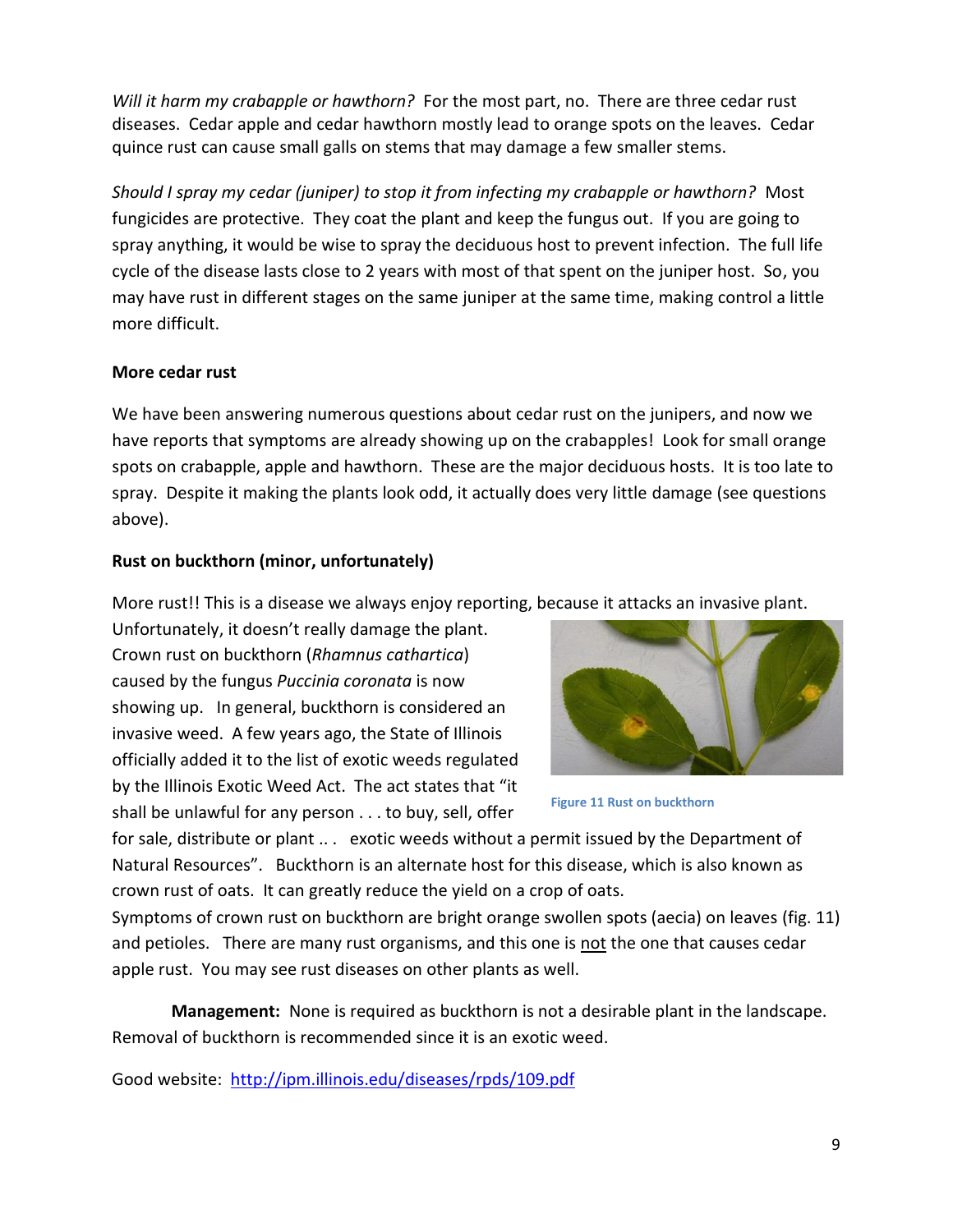*Will it harm my crabapple or hawthorn?* For the most part, no. There are three cedar rust diseases. Cedar apple and cedar hawthorn mostly lead to orange spots on the leaves. Cedar quince rust can cause small galls on stems that may damage a few smaller stems.

*Should I spray my cedar (juniper) to stop it from infecting my crabapple or hawthorn?* Most fungicides are protective. They coat the plant and keep the fungus out. If you are going to spray anything, it would be wise to spray the deciduous host to prevent infection. The full life cycle of the disease lasts close to 2 years with most of that spent on the juniper host. So, you may have rust in different stages on the same juniper at the same time, making control a little more difficult.

**More cedar rust**

We have been answering numerous questions about cedar rust on the junipers, and now we have reports that symptoms are already showing up on the crabapples! Look for small orange spots on crabapple, apple and hawthorn. These are the major deciduous hosts. It is too late to spray. Despite it making the plants look odd, it actually does very little damage (see questions above).

**Rust on buckthorn (minor, unfortunately)**

More rust!! This is a disease we always enjoy reporting, because it attacks an invasive plant. Unfortunately, it doesn't really damage the plant. Crown rust on buckthorn (*Rhamnus cathartica*) caused by the fungus *Puccinia coronata* is now showing up. In general, buckthorn is considered an invasive weed. A few years ago, the State of Illinois officially added it to the list of exotic weeds regulated by the Illinois Exotic Weed Act. The act states that "it shall be unlawful for any person . . . to buy, sell, offer for sale, distribute or plant .. . exotic weeds without a permit issued by the Department of Natural Resources". Buckthorn is an alternate host for this disease, which is also known as crown rust of oats. It can greatly reduce the yield on a crop of oats.

Figure 11 Rust on buckthorn

Symptoms of crown rust on buckthorn are bright orange swollen spots (aecia) on leaves (fig. 11) and petioles. There are many rust organisms, and this one is <u>not</u> the one that causes cedar apple rust. You may see rust diseases on other plants as well.

**Management:** None is required as buckthorn is not a desirable plant in the landscape. Removal of buckthorn is recommended since it is an exotic weed.

Good website: http://ipm.illinois.edu/diseases/rpds/109.pdf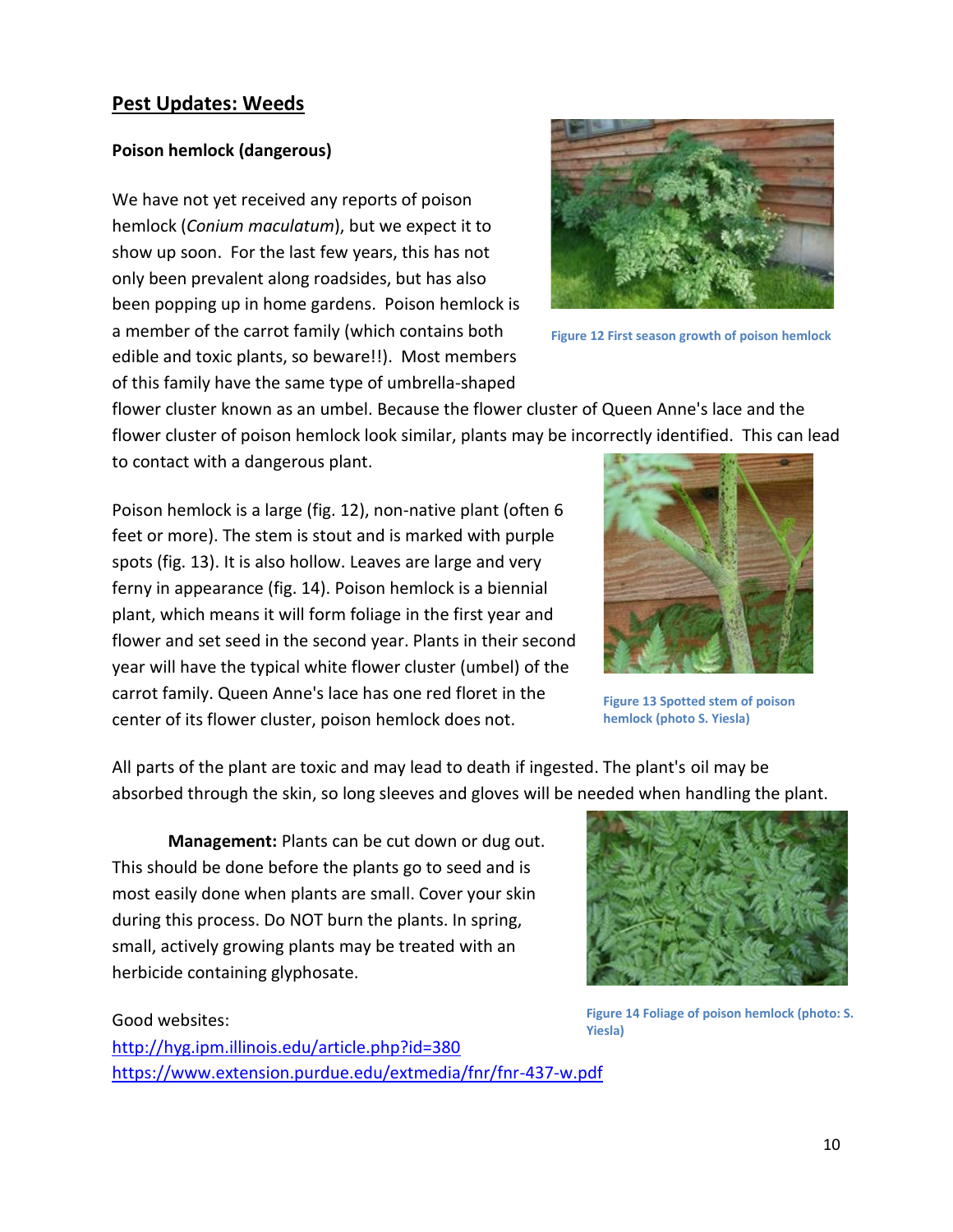## Pest Updates: Weeds

**Poison hemlock (dangerous)**

We have not yet received any reports of poison hemlock (*Conium maculatum*), but we expect it to show up soon. For the last few years, this has not only been prevalent along roadsides, but has also been popping up in home gardens. Poison hemlock is a member of the carrot family (which contains both edible and toxic plants, so beware!!). Most members of this family have the same type of umbrella-shaped flower cluster known as an umbel. Because the flower cluster of Queen Anne's lace and the flower cluster of poison hemlock look similar, plants may be incorrectly identified. This can lead to contact with a dangerous plant.

Figure 12 First season growth of poison hemlock

Poison hemlock is a large (fig. 12), non-native plant (often 6 feet or more). The stem is stout and is marked with purple spots (fig. 13). It is also hollow. Leaves are large and very ferny in appearance (fig. 14). Poison hemlock is a biennial plant, which means it will form foliage in the first year and flower and set seed in the second year. Plants in their second year will have the typical white flower cluster (umbel) of the carrot family. Queen Anne's lace has one red floret in the center of its flower cluster, poison hemlock does not.

Figure 13 Spotted stem of poison hemlock (photo S. Yiesla)

All parts of the plant are toxic and may lead to death if ingested. The plant's oil may be absorbed through the skin, so long sleeves and gloves will be needed when handling the plant.

**Management:** Plants can be cut down or dug out. This should be done before the plants go to seed and is most easily done when plants are small. Cover your skin during this process. Do NOT burn the plants. In spring, small, actively growing plants may be treated with an herbicide containing glyphosate.

Figure 14 Foliage of poison hemlock (photo: S. Yiesla)

Good websites:
[http://hyg.ipm.illinois.edu/article.php?id=380](http://hyg.ipm.illinois.edu/article.php?id=380)
[https://www.extension.purdue.edu/extmedia/fnr/fnr-437-w.pdf](https://www.extension.purdue.edu/extmedia/fnr/fnr-437-w.pdf)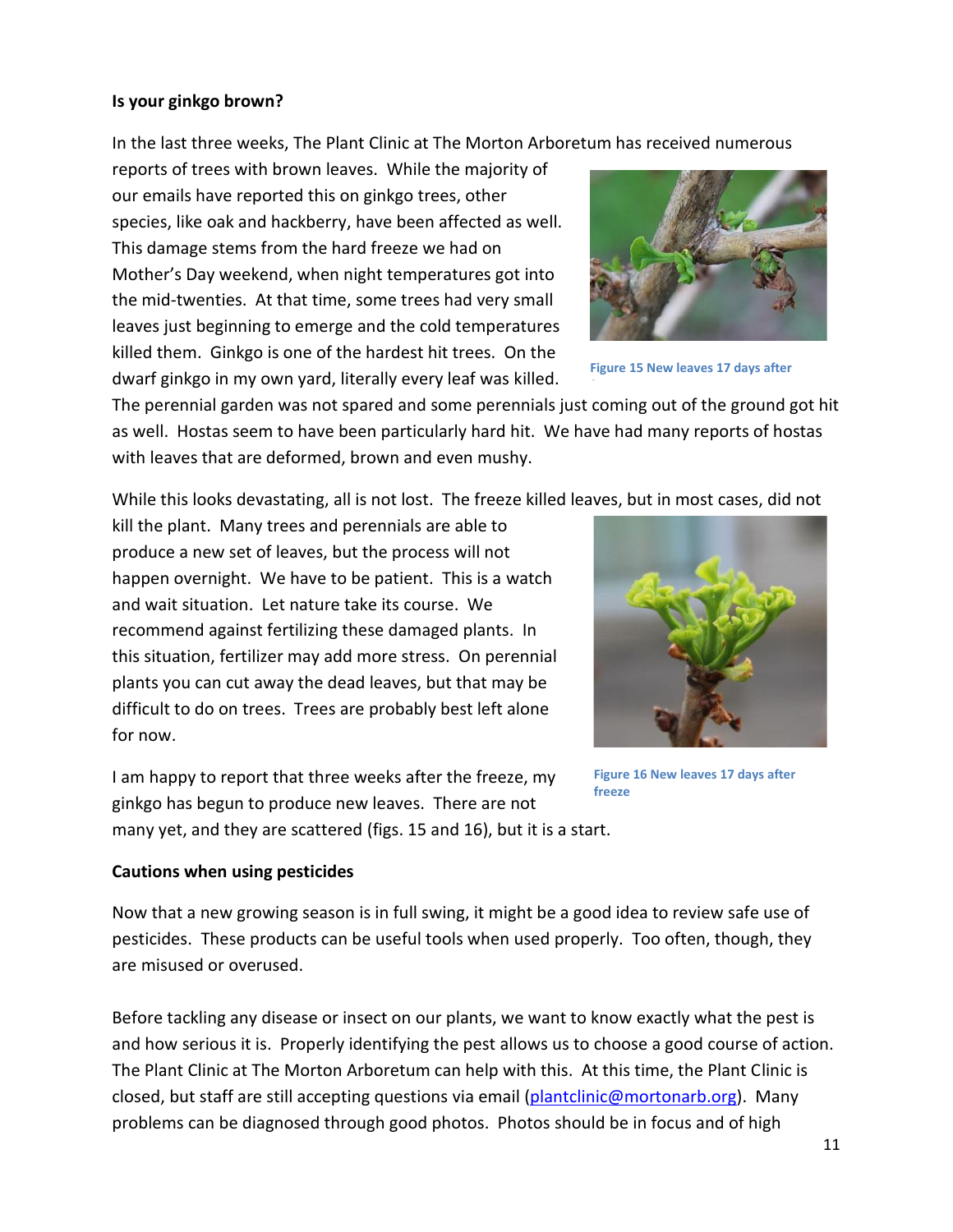**Is your ginkgo brown?**

In the last three weeks, The Plant Clinic at The Morton Arboretum has received numerous reports of trees with brown leaves. While the majority of our emails have reported this on ginkgo trees, other species, like oak and hackberry, have been affected as well. This damage stems from the hard freeze we had on Mother's Day weekend, when night temperatures got into the mid-twenties. At that time, some trees had very small leaves just beginning to emerge and the cold temperatures killed them. Ginkgo is one of the hardest hit trees. On the dwarf ginkgo in my own yard, literally every leaf was killed. The perennial garden was not spared and some perennials just coming out of the ground got hit as well. Hostas seem to have been particularly hard hit. We have had many reports of hostas with leaves that are deformed, brown and even mushy.

Figure 15 New leaves 17 days after

While this looks devastating, all is not lost. The freeze killed leaves, but in most cases, did not kill the plant. Many trees and perennials are able to produce a new set of leaves, but the process will not happen overnight. We have to be patient. This is a watch and wait situation. Let nature take its course. We recommend against fertilizing these damaged plants. In this situation, fertilizer may add more stress. On perennial plants you can cut away the dead leaves, but that may be difficult to do on trees. Trees are probably best left alone for now.

Figure 16 New leaves 17 days after freeze

I am happy to report that three weeks after the freeze, my ginkgo has begun to produce new leaves. There are not many yet, and they are scattered (figs. 15 and 16), but it is a start.

**Cautions when using pesticides**

Now that a new growing season is in full swing, it might be a good idea to review safe use of pesticides. These products can be useful tools when used properly. Too often, though, they are misused or overused.

Before tackling any disease or insect on our plants, we want to know exactly what the pest is and how serious it is. Properly identifying the pest allows us to choose a good course of action. The Plant Clinic at The Morton Arboretum can help with this. At this time, the Plant Clinic is closed, but staff are still accepting questions via email (plantclinic@mortonarb.org). Many problems can be diagnosed through good photos. Photos should be in focus and of high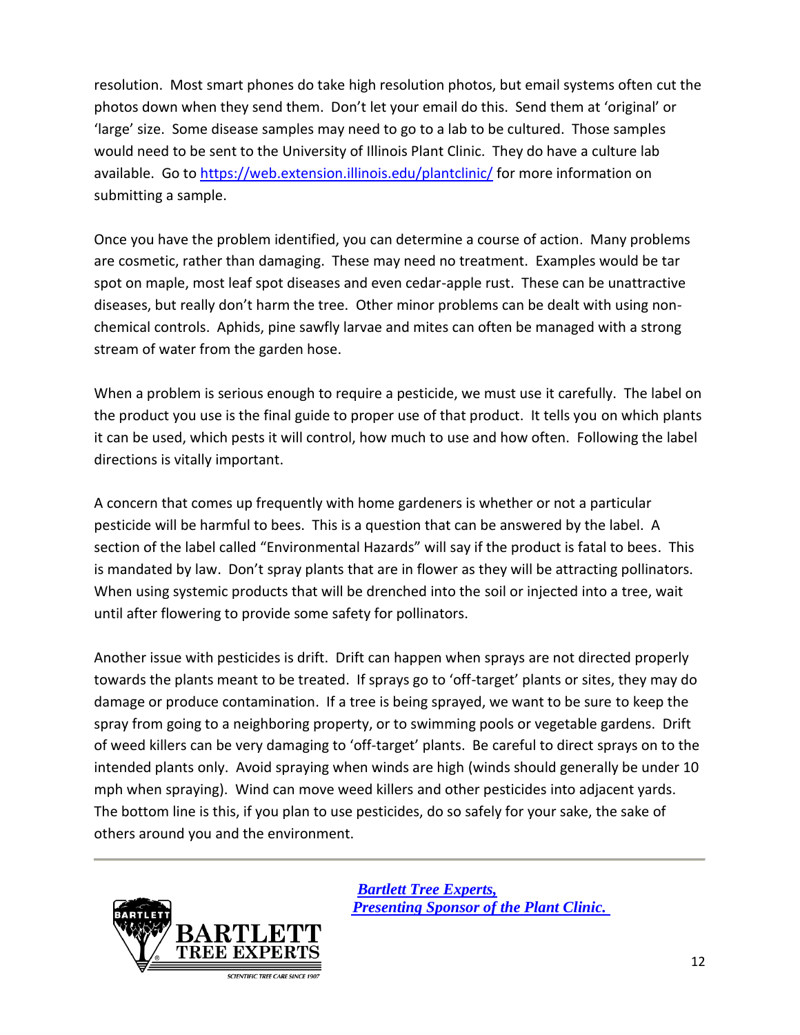resolution. Most smart phones do take high resolution photos, but email systems often cut the photos down when they send them. Don't let your email do this. Send them at 'original' or 'large' size. Some disease samples may need to go to a lab to be cultured. Those samples would need to be sent to the University of Illinois Plant Clinic. They do have a culture lab available. Go to [https://web.extension.illinois.edu/plantclinic/](https://web.extension.illinois.edu/plantclinic/) for more information on submitting a sample.

Once you have the problem identified, you can determine a course of action. Many problems are cosmetic, rather than damaging. These may need no treatment. Examples would be tar spot on maple, most leaf spot diseases and even cedar-apple rust. These can be unattractive diseases, but really don't harm the tree. Other minor problems can be dealt with using non-chemical controls. Aphids, pine sawfly larvae and mites can often be managed with a strong stream of water from the garden hose.

When a problem is serious enough to require a pesticide, we must use it carefully. The label on the product you use is the final guide to proper use of that product. It tells you on which plants it can be used, which pests it will control, how much to use and how often. Following the label directions is vitally important.

A concern that comes up frequently with home gardeners is whether or not a particular pesticide will be harmful to bees. This is a question that can be answered by the label. A section of the label called "Environmental Hazards" will say if the product is fatal to bees. This is mandated by law. Don't spray plants that are in flower as they will be attracting pollinators. When using systemic products that will be drenched into the soil or injected into a tree, wait until after flowering to provide some safety for pollinators.

Another issue with pesticides is drift. Drift can happen when sprays are not directed properly towards the plants meant to be treated. If sprays go to 'off-target' plants or sites, they may do damage or produce contamination. If a tree is being sprayed, we want to be sure to keep the spray from going to a neighboring property, or to swimming pools or vegetable gardens. Drift of weed killers can be very damaging to 'off-target' plants. Be careful to direct sprays on to the intended plants only. Avoid spraying when winds are high (winds should generally be under 10 mph when spraying). Wind can move weed killers and other pesticides into adjacent yards. The bottom line is this, if you plan to use pesticides, do so safely for your sake, the sake of others around you and the environment.

---

BARTLETT TREE EXPERTS

SCIENTIFIC TREE CARE SINCE 1907

***Bartlett Tree Experts,***
***Presenting Sponsor of the Plant Clinic.***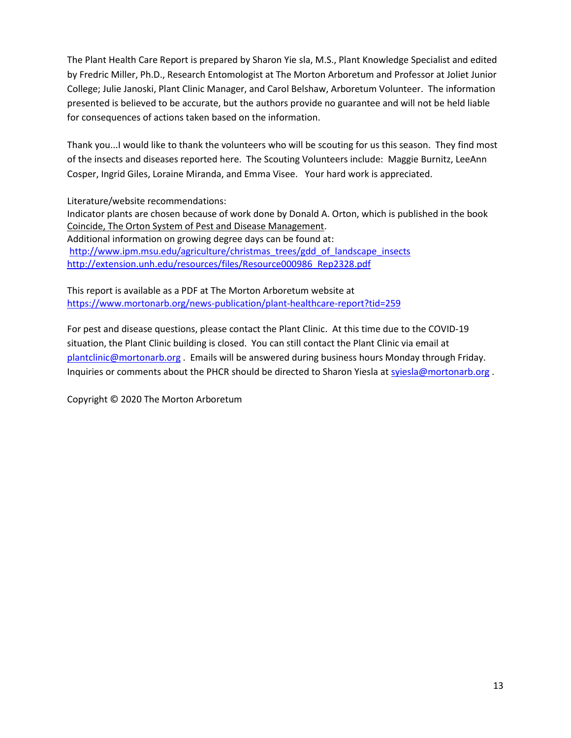The Plant Health Care Report is prepared by Sharon Yie sla, M.S., Plant Knowledge Specialist and edited by Fredric Miller, Ph.D., Research Entomologist at The Morton Arboretum and Professor at Joliet Junior College; Julie Janoski, Plant Clinic Manager, and Carol Belshaw, Arboretum Volunteer. The information presented is believed to be accurate, but the authors provide no guarantee and will not be held liable for consequences of actions taken based on the information.

Thank you...I would like to thank the volunteers who will be scouting for us this season. They find most of the insects and diseases reported here. The Scouting Volunteers include: Maggie Burnitz, LeeAnn Cosper, Ingrid Giles, Loraine Miranda, and Emma Visee. Your hard work is appreciated.

Literature/website recommendations:
Indicator plants are chosen because of work done by Donald A. Orton, which is published in the book Coincide, The Orton System of Pest and Disease Management.
Additional information on growing degree days can be found at:
http://www.ipm.msu.edu/agriculture/christmas_trees/gdd_of_landscape_insects
http://extension.unh.edu/resources/files/Resource000986_Rep2328.pdf

This report is available as a PDF at The Morton Arboretum website at
https://www.mortonarb.org/news-publication/plant-healthcare-report?tid=259

For pest and disease questions, please contact the Plant Clinic. At this time due to the COVID-19 situation, the Plant Clinic building is closed. You can still contact the Plant Clinic via email at plantclinic@mortonarb.org . Emails will be answered during business hours Monday through Friday. Inquiries or comments about the PHCR should be directed to Sharon Yiesla at syiesla@mortonarb.org .

Copyright © 2020 The Morton Arboretum